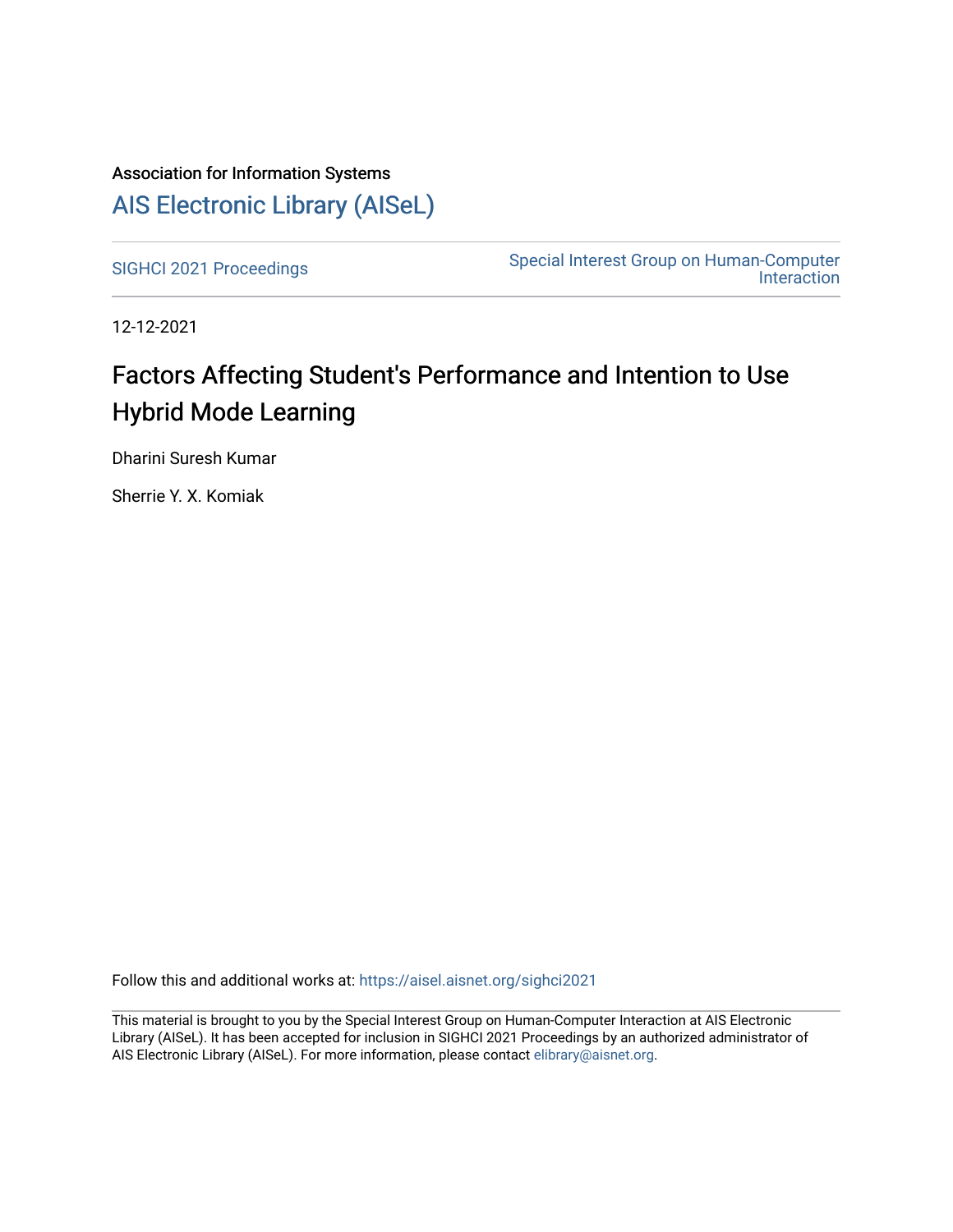Association for Information Systems

# AIS Electronic Library (AISeL)

SIGHCI 2021 Proceedings | Special Interest Group on Human-Computer Interaction

12-12-2021

# Factors Affecting Student's Performance and Intention to Use Hybrid Mode Learning

Dharini Suresh Kumar

Sherrie Y. X. Komiak

Follow this and additional works at: https://aisel.aisnet.org/sighci2021

This material is brought to you by the Special Interest Group on Human-Computer Interaction at AIS Electronic Library (AISeL). It has been accepted for inclusion in SIGHCI 2021 Proceedings by an authorized administrator of AIS Electronic Library (AISeL). For more information, please contact elibrary@aisnet.org.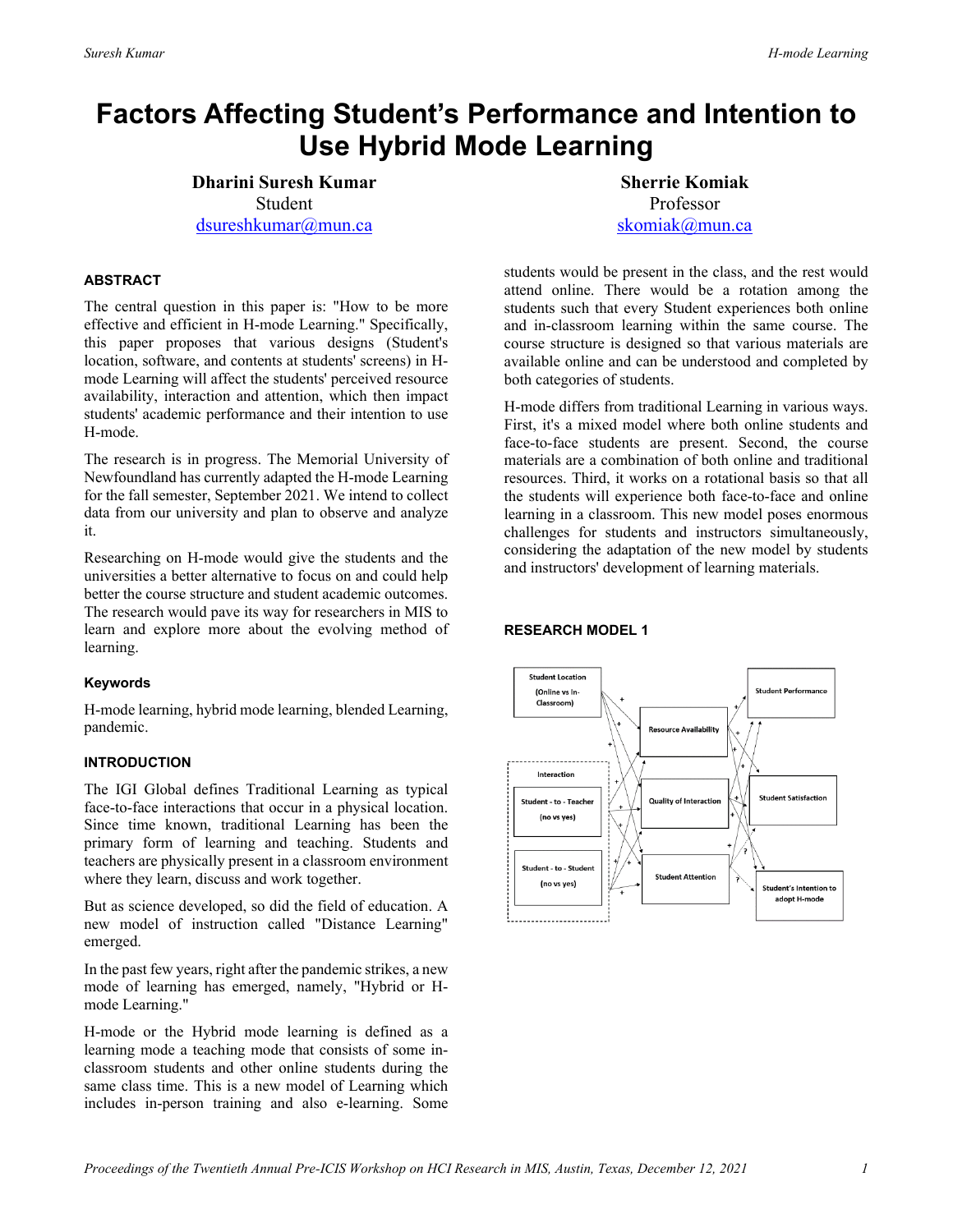# Factors Affecting Student's Performance and Intention to Use Hybrid Mode Learning

**Dharini Suresh Kumar**
Student
dsureshkumar@mun.ca

**Sherrie Komiak**
Professor
skomiak@mun.ca

### ABSTRACT

The central question in this paper is: "How to be more effective and efficient in H-mode Learning." Specifically, this paper proposes that various designs (Student's location, software, and contents at students' screens) in H-mode Learning will affect the students' perceived resource availability, interaction and attention, which then impact students' academic performance and their intention to use H-mode.

The research is in progress. The Memorial University of Newfoundland has currently adapted the H-mode Learning for the fall semester, September 2021. We intend to collect data from our university and plan to observe and analyze it.

Researching on H-mode would give the students and the universities a better alternative to focus on and could help better the course structure and student academic outcomes. The research would pave its way for researchers in MIS to learn and explore more about the evolving method of learning.

### Keywords

H-mode learning, hybrid mode learning, blended Learning, pandemic.

### INTRODUCTION

The IGI Global defines Traditional Learning as typical face-to-face interactions that occur in a physical location. Since time known, traditional Learning has been the primary form of learning and teaching. Students and teachers are physically present in a classroom environment where they learn, discuss and work together.

But as science developed, so did the field of education. A new model of instruction called "Distance Learning" emerged.

In the past few years, right after the pandemic strikes, a new mode of learning has emerged, namely, "Hybrid or H-mode Learning."

H-mode or the Hybrid mode learning is defined as a learning mode a teaching mode that consists of some in-classroom students and other online students during the same class time. This is a new model of Learning which includes in-person training and also e-learning. Some students would be present in the class, and the rest would attend online. There would be a rotation among the students such that every Student experiences both online and in-classroom learning within the same course. The course structure is designed so that various materials are available online and can be understood and completed by both categories of students.

H-mode differs from traditional Learning in various ways. First, it's a mixed model where both online students and face-to-face students are present. Second, the course materials are a combination of both online and traditional resources. Third, it works on a rotational basis so that all the students will experience both face-to-face and online learning in a classroom. This new model poses enormous challenges for students and instructors simultaneously, considering the adaptation of the new model by students and instructors' development of learning materials.

### RESEARCH MODEL 1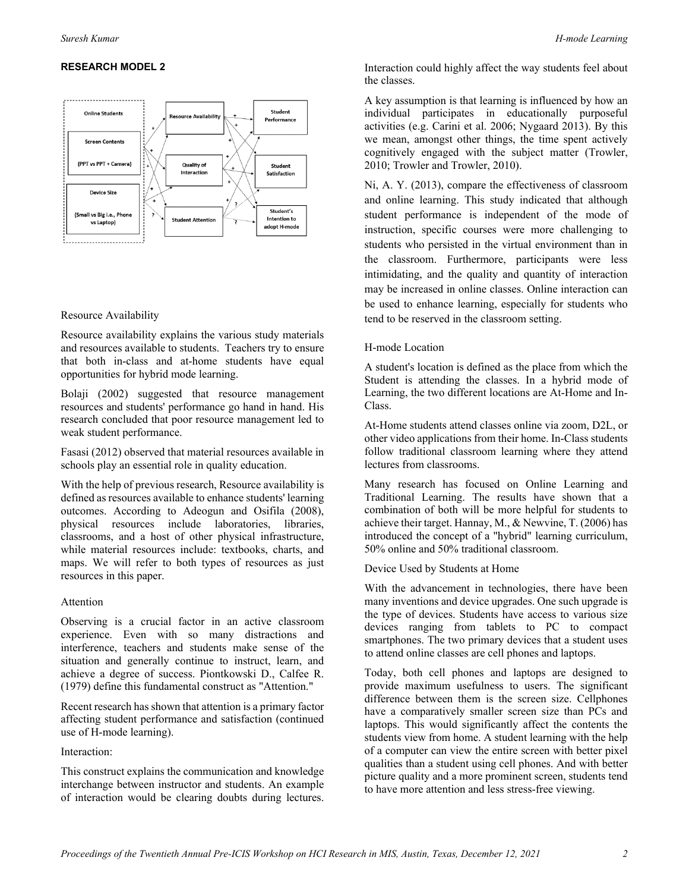**RESEARCH MODEL 2**

Resource Availability

Resource availability explains the various study materials and resources available to students. Teachers try to ensure that both in-class and at-home students have equal opportunities for hybrid mode learning.

Bolaji (2002) suggested that resource management resources and students' performance go hand in hand. His research concluded that poor resource management led to weak student performance.

Fasasi (2012) observed that material resources available in schools play an essential role in quality education.

With the help of previous research, Resource availability is defined as resources available to enhance students' learning outcomes. According to Adeogun and Osifila (2008), physical resources include laboratories, libraries, classrooms, and a host of other physical infrastructure, while material resources include: textbooks, charts, and maps. We will refer to both types of resources as just resources in this paper.

Attention

Observing is a crucial factor in an active classroom experience. Even with so many distractions and interference, teachers and students make sense of the situation and generally continue to instruct, learn, and achieve a degree of success. Piontkowski D., Calfee R. (1979) define this fundamental construct as "Attention."

Recent research has shown that attention is a primary factor affecting student performance and satisfaction (continued use of H-mode learning).

Interaction:

This construct explains the communication and knowledge interchange between instructor and students. An example of interaction would be clearing doubts during lectures. Interaction could highly affect the way students feel about the classes.

A key assumption is that learning is influenced by how an individual participates in educationally purposeful activities (e.g. Carini et al. 2006; Nygaard 2013). By this we mean, amongst other things, the time spent actively cognitively engaged with the subject matter (Trowler, 2010; Trowler and Trowler, 2010).

Ni, A. Y. (2013), compare the effectiveness of classroom and online learning. This study indicated that although student performance is independent of the mode of instruction, specific courses were more challenging to students who persisted in the virtual environment than in the classroom. Furthermore, participants were less intimidating, and the quality and quantity of interaction may be increased in online classes. Online interaction can be used to enhance learning, especially for students who tend to be reserved in the classroom setting.

H-mode Location

A student's location is defined as the place from which the Student is attending the classes. In a hybrid mode of Learning, the two different locations are At-Home and In-Class.

At-Home students attend classes online via zoom, D2L, or other video applications from their home. In-Class students follow traditional classroom learning where they attend lectures from classrooms.

Many research has focused on Online Learning and Traditional Learning. The results have shown that a combination of both will be more helpful for students to achieve their target. Hannay, M., & Newvine, T. (2006) has introduced the concept of a "hybrid" learning curriculum, 50% online and 50% traditional classroom.

Device Used by Students at Home

With the advancement in technologies, there have been many inventions and device upgrades. One such upgrade is the type of devices. Students have access to various size devices ranging from tablets to PC to compact smartphones. The two primary devices that a student uses to attend online classes are cell phones and laptops.

Today, both cell phones and laptops are designed to provide maximum usefulness to users. The significant difference between them is the screen size. Cellphones have a comparatively smaller screen size than PCs and laptops. This would significantly affect the contents the students view from home. A student learning with the help of a computer can view the entire screen with better pixel qualities than a student using cell phones. And with better picture quality and a more prominent screen, students tend to have more attention and less stress-free viewing.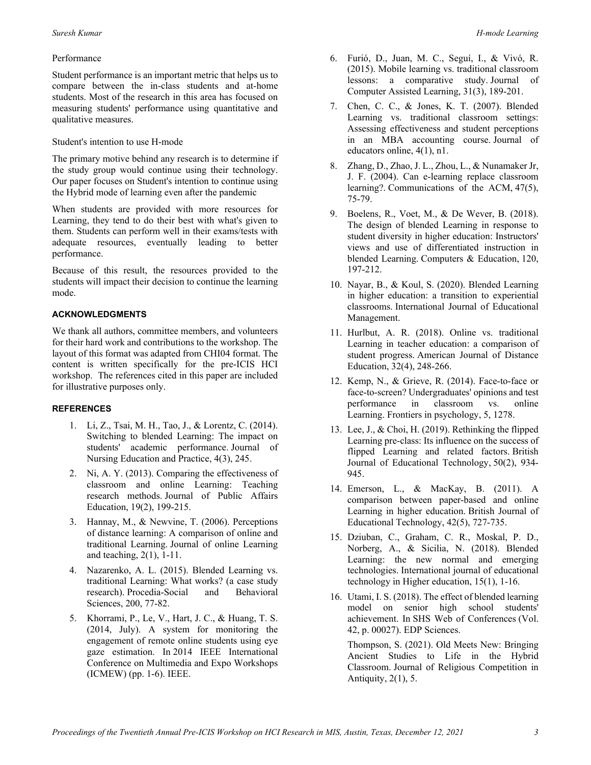Performance

Student performance is an important metric that helps us to compare between the in-class students and at-home students. Most of the research in this area has focused on measuring students' performance using quantitative and qualitative measures.

Student's intention to use H-mode

The primary motive behind any research is to determine if the study group would continue using their technology. Our paper focuses on Student's intention to continue using the Hybrid mode of learning even after the pandemic

When students are provided with more resources for Learning, they tend to do their best with what's given to them. Students can perform well in their exams/tests with adequate resources, eventually leading to better performance.

Because of this result, the resources provided to the students will impact their decision to continue the learning mode.

## ACKNOWLEDGMENTS

We thank all authors, committee members, and volunteers for their hard work and contributions to the workshop. The layout of this format was adapted from CHI04 format. The content is written specifically for the pre-ICIS HCI workshop. The references cited in this paper are included for illustrative purposes only.

## REFERENCES

1. Li, Z., Tsai, M. H., Tao, J., & Lorentz, C. (2014). Switching to blended Learning: The impact on students' academic performance. Journal of Nursing Education and Practice, 4(3), 245.
2. Ni, A. Y. (2013). Comparing the effectiveness of classroom and online Learning: Teaching research methods. Journal of Public Affairs Education, 19(2), 199-215.
3. Hannay, M., & Newvine, T. (2006). Perceptions of distance learning: A comparison of online and traditional Learning. Journal of online Learning and teaching, 2(1), 1-11.
4. Nazarenko, A. L. (2015). Blended Learning vs. traditional Learning: What works? (a case study research). Procedia-Social and Behavioral Sciences, 200, 77-82.
5. Khorrami, P., Le, V., Hart, J. C., & Huang, T. S. (2014, July). A system for monitoring the engagement of remote online students using eye gaze estimation. In 2014 IEEE International Conference on Multimedia and Expo Workshops (ICMEW) (pp. 1-6). IEEE.
6. Furió, D., Juan, M. C., Seguí, I., & Vivó, R. (2015). Mobile learning vs. traditional classroom lessons: a comparative study. Journal of Computer Assisted Learning, 31(3), 189-201.
7. Chen, C. C., & Jones, K. T. (2007). Blended Learning vs. traditional classroom settings: Assessing effectiveness and student perceptions in an MBA accounting course. Journal of educators online, 4(1), n1.
8. Zhang, D., Zhao, J. L., Zhou, L., & Nunamaker Jr, J. F. (2004). Can e-learning replace classroom learning?. Communications of the ACM, 47(5), 75-79.
9. Boelens, R., Voet, M., & De Wever, B. (2018). The design of blended Learning in response to student diversity in higher education: Instructors' views and use of differentiated instruction in blended Learning. Computers & Education, 120, 197-212.
10. Nayar, B., & Koul, S. (2020). Blended Learning in higher education: a transition to experiential classrooms. International Journal of Educational Management.
11. Hurlbut, A. R. (2018). Online vs. traditional Learning in teacher education: a comparison of student progress. American Journal of Distance Education, 32(4), 248-266.
12. Kemp, N., & Grieve, R. (2014). Face-to-face or face-to-screen? Undergraduates' opinions and test performance in classroom vs. online Learning. Frontiers in psychology, 5, 1278.
13. Lee, J., & Choi, H. (2019). Rethinking the flipped Learning pre-class: Its influence on the success of flipped Learning and related factors. British Journal of Educational Technology, 50(2), 934-945.
14. Emerson, L., & MacKay, B. (2011). A comparison between paper-based and online Learning in higher education. British Journal of Educational Technology, 42(5), 727-735.
15. Dziuban, C., Graham, C. R., Moskal, P. D., Norberg, A., & Sicilia, N. (2018). Blended Learning: the new normal and emerging technologies. International journal of educational technology in Higher education, 15(1), 1-16.
16. Utami, I. S. (2018). The effect of blended learning model on senior high school students' achievement. In SHS Web of Conferences (Vol. 42, p. 00027). EDP Sciences.

    Thompson, S. (2021). Old Meets New: Bringing Ancient Studies to Life in the Hybrid Classroom. Journal of Religious Competition in Antiquity, 2(1), 5.